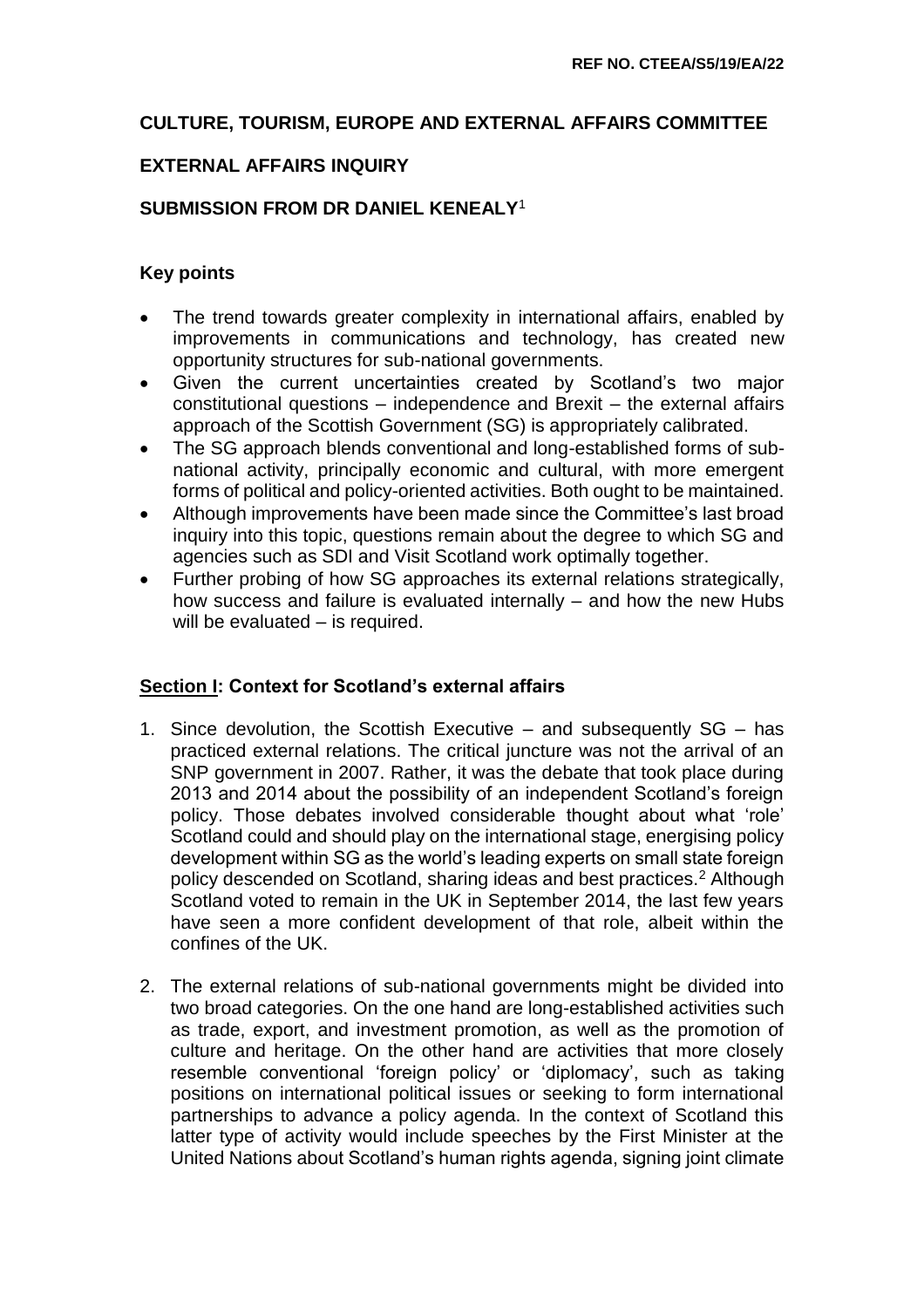**REF NO. CTEEA/S5/19/EA/22**

## CULTURE, TOURISM, EUROPE AND EXTERNAL AFFAIRS COMMITTEE

## EXTERNAL AFFAIRS INQUIRY

## SUBMISSION FROM DR DANIEL KENEALY[1]

### Key points

- The trend towards greater complexity in international affairs, enabled by improvements in communications and technology, has created new opportunity structures for sub-national governments.
- Given the current uncertainties created by Scotland's two major constitutional questions – independence and Brexit – the external affairs approach of the Scottish Government (SG) is appropriately calibrated.
- The SG approach blends conventional and long-established forms of sub-national activity, principally economic and cultural, with more emergent forms of political and policy-oriented activities. Both ought to be maintained.
- Although improvements have been made since the Committee's last broad inquiry into this topic, questions remain about the degree to which SG and agencies such as SDI and Visit Scotland work optimally together.
- Further probing of how SG approaches its external relations strategically, how success and failure is evaluated internally – and how the new Hubs will be evaluated – is required.

### Section I: Context for Scotland's external affairs

1. Since devolution, the Scottish Executive – and subsequently SG – has practiced external relations. The critical juncture was not the arrival of an SNP government in 2007. Rather, it was the debate that took place during 2013 and 2014 about the possibility of an independent Scotland's foreign policy. Those debates involved considerable thought about what 'role' Scotland could and should play on the international stage, energising policy development within SG as the world's leading experts on small state foreign policy descended on Scotland, sharing ideas and best practices.[2] Although Scotland voted to remain in the UK in September 2014, the last few years have seen a more confident development of that role, albeit within the confines of the UK.

2. The external relations of sub-national governments might be divided into two broad categories. On the one hand are long-established activities such as trade, export, and investment promotion, as well as the promotion of culture and heritage. On the other hand are activities that more closely resemble conventional 'foreign policy' or 'diplomacy', such as taking positions on international political issues or seeking to form international partnerships to advance a policy agenda. In the context of Scotland this latter type of activity would include speeches by the First Minister at the United Nations about Scotland's human rights agenda, signing joint climate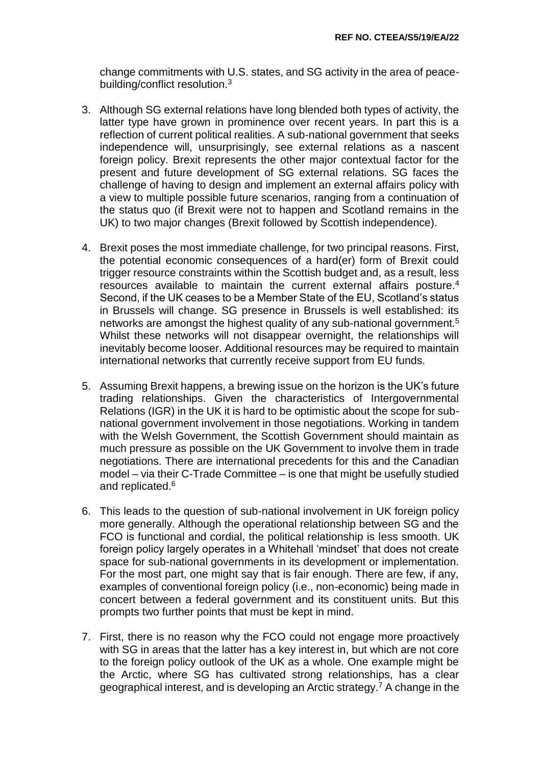change commitments with U.S. states, and SG activity in the area of peace-building/conflict resolution.[3]

3. Although SG external relations have long blended both types of activity, the latter type have grown in prominence over recent years. In part this is a reflection of current political realities. A sub-national government that seeks independence will, unsurprisingly, see external relations as a nascent foreign policy. Brexit represents the other major contextual factor for the present and future development of SG external relations. SG faces the challenge of having to design and implement an external affairs policy with a view to multiple possible future scenarios, ranging from a continuation of the status quo (if Brexit were not to happen and Scotland remains in the UK) to two major changes (Brexit followed by Scottish independence).

4. Brexit poses the most immediate challenge, for two principal reasons. First, the potential economic consequences of a hard(er) form of Brexit could trigger resource constraints within the Scottish budget and, as a result, less resources available to maintain the current external affairs posture.[4] Second, if the UK ceases to be a Member State of the EU, Scotland's status in Brussels will change. SG presence in Brussels is well established: its networks are amongst the highest quality of any sub-national government.[5] Whilst these networks will not disappear overnight, the relationships will inevitably become looser. Additional resources may be required to maintain international networks that currently receive support from EU funds.

5. Assuming Brexit happens, a brewing issue on the horizon is the UK's future trading relationships. Given the characteristics of Intergovernmental Relations (IGR) in the UK it is hard to be optimistic about the scope for sub-national government involvement in those negotiations. Working in tandem with the Welsh Government, the Scottish Government should maintain as much pressure as possible on the UK Government to involve them in trade negotiations. There are international precedents for this and the Canadian model – via their C-Trade Committee – is one that might be usefully studied and replicated.[6]

6. This leads to the question of sub-national involvement in UK foreign policy more generally. Although the operational relationship between SG and the FCO is functional and cordial, the political relationship is less smooth. UK foreign policy largely operates in a Whitehall 'mindset' that does not create space for sub-national governments in its development or implementation. For the most part, one might say that is fair enough. There are few, if any, examples of conventional foreign policy (i.e., non-economic) being made in concert between a federal government and its constituent units. But this prompts two further points that must be kept in mind.

7. First, there is no reason why the FCO could not engage more proactively with SG in areas that the latter has a key interest in, but which are not core to the foreign policy outlook of the UK as a whole. One example might be the Arctic, where SG has cultivated strong relationships, has a clear geographical interest, and is developing an Arctic strategy.[7] A change in the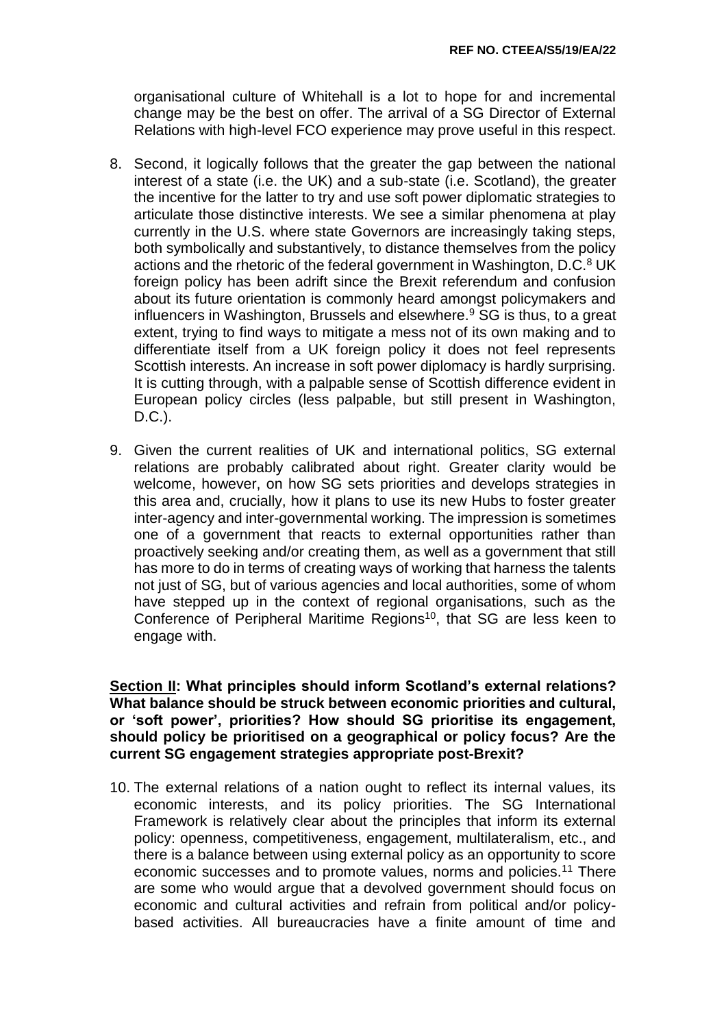organisational culture of Whitehall is a lot to hope for and incremental change may be the best on offer. The arrival of a SG Director of External Relations with high-level FCO experience may prove useful in this respect.

8. Second, it logically follows that the greater the gap between the national interest of a state (i.e. the UK) and a sub-state (i.e. Scotland), the greater the incentive for the latter to try and use soft power diplomatic strategies to articulate those distinctive interests. We see a similar phenomena at play currently in the U.S. where state Governors are increasingly taking steps, both symbolically and substantively, to distance themselves from the policy actions and the rhetoric of the federal government in Washington, D.C.[8] UK foreign policy has been adrift since the Brexit referendum and confusion about its future orientation is commonly heard amongst policymakers and influencers in Washington, Brussels and elsewhere.[9] SG is thus, to a great extent, trying to find ways to mitigate a mess not of its own making and to differentiate itself from a UK foreign policy it does not feel represents Scottish interests. An increase in soft power diplomacy is hardly surprising. It is cutting through, with a palpable sense of Scottish difference evident in European policy circles (less palpable, but still present in Washington, D.C.).

9. Given the current realities of UK and international politics, SG external relations are probably calibrated about right. Greater clarity would be welcome, however, on how SG sets priorities and develops strategies in this area and, crucially, how it plans to use its new Hubs to foster greater inter-agency and inter-governmental working. The impression is sometimes one of a government that reacts to external opportunities rather than proactively seeking and/or creating them, as well as a government that still has more to do in terms of creating ways of working that harness the talents not just of SG, but of various agencies and local authorities, some of whom have stepped up in the context of regional organisations, such as the Conference of Peripheral Maritime Regions[10], that SG are less keen to engage with.

**Section II: What principles should inform Scotland's external relations? What balance should be struck between economic priorities and cultural, or 'soft power', priorities? How should SG prioritise its engagement, should policy be prioritised on a geographical or policy focus? Are the current SG engagement strategies appropriate post-Brexit?**

10. The external relations of a nation ought to reflect its internal values, its economic interests, and its policy priorities. The SG International Framework is relatively clear about the principles that inform its external policy: openness, competitiveness, engagement, multilateralism, etc., and there is a balance between using external policy as an opportunity to score economic successes and to promote values, norms and policies.[11] There are some who would argue that a devolved government should focus on economic and cultural activities and refrain from political and/or policy-based activities. All bureaucracies have a finite amount of time and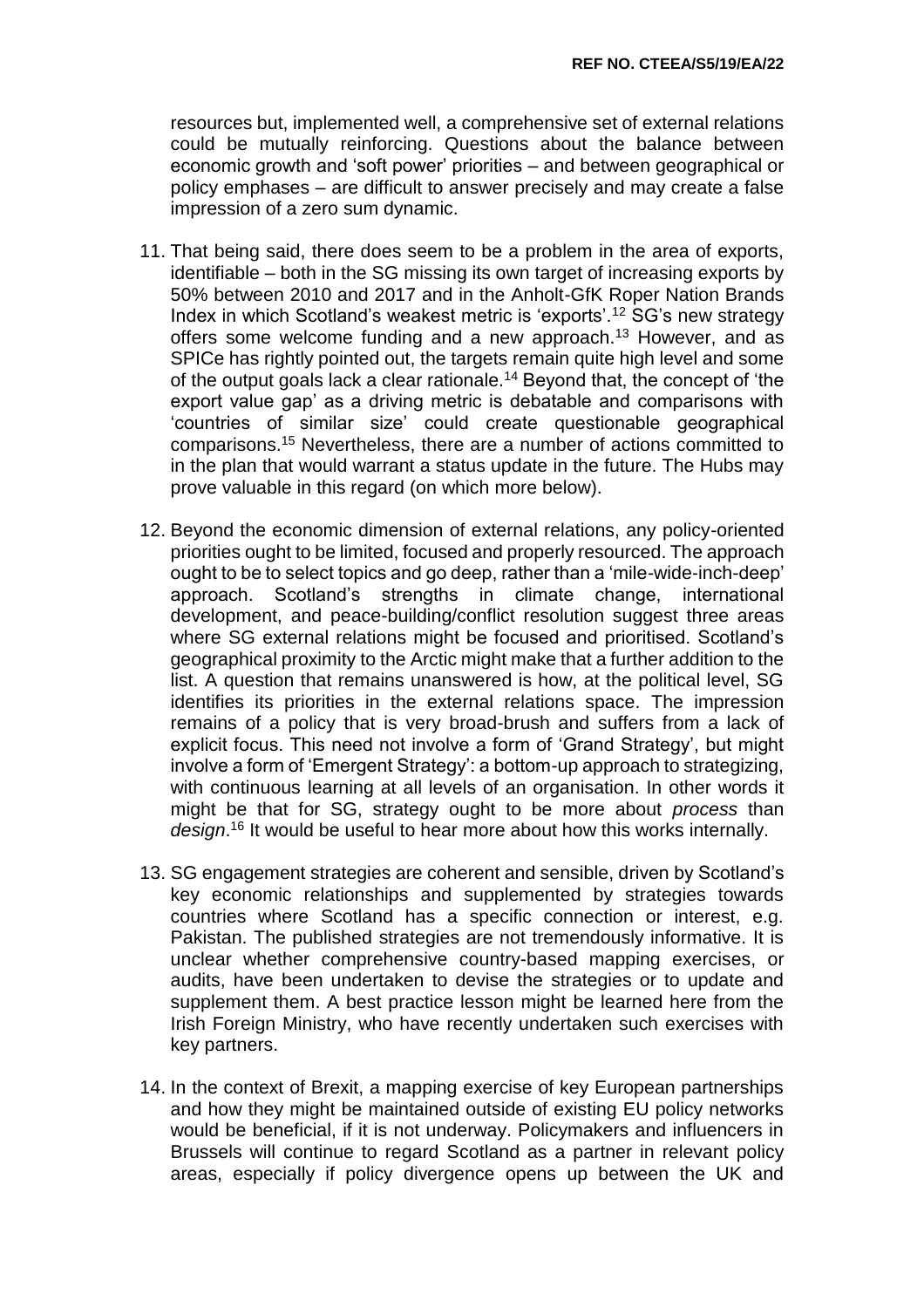resources but, implemented well, a comprehensive set of external relations could be mutually reinforcing. Questions about the balance between economic growth and 'soft power' priorities – and between geographical or policy emphases – are difficult to answer precisely and may create a false impression of a zero sum dynamic.

11. That being said, there does seem to be a problem in the area of exports, identifiable – both in the SG missing its own target of increasing exports by 50% between 2010 and 2017 and in the Anholt-GfK Roper Nation Brands Index in which Scotland's weakest metric is 'exports'.[12] SG's new strategy offers some welcome funding and a new approach.[13] However, and as SPICe has rightly pointed out, the targets remain quite high level and some of the output goals lack a clear rationale.[14] Beyond that, the concept of 'the export value gap' as a driving metric is debatable and comparisons with 'countries of similar size' could create questionable geographical comparisons.[15] Nevertheless, there are a number of actions committed to in the plan that would warrant a status update in the future. The Hubs may prove valuable in this regard (on which more below).

12. Beyond the economic dimension of external relations, any policy-oriented priorities ought to be limited, focused and properly resourced. The approach ought to be to select topics and go deep, rather than a 'mile-wide-inch-deep' approach. Scotland's strengths in climate change, international development, and peace-building/conflict resolution suggest three areas where SG external relations might be focused and prioritised. Scotland's geographical proximity to the Arctic might make that a further addition to the list. A question that remains unanswered is how, at the political level, SG identifies its priorities in the external relations space. The impression remains of a policy that is very broad-brush and suffers from a lack of explicit focus. This need not involve a form of 'Grand Strategy', but might involve a form of 'Emergent Strategy': a bottom-up approach to strategizing, with continuous learning at all levels of an organisation. In other words it might be that for SG, strategy ought to be more about *process* than *design*.[16] It would be useful to hear more about how this works internally.

13. SG engagement strategies are coherent and sensible, driven by Scotland's key economic relationships and supplemented by strategies towards countries where Scotland has a specific connection or interest, e.g. Pakistan. The published strategies are not tremendously informative. It is unclear whether comprehensive country-based mapping exercises, or audits, have been undertaken to devise the strategies or to update and supplement them. A best practice lesson might be learned here from the Irish Foreign Ministry, who have recently undertaken such exercises with key partners.

14. In the context of Brexit, a mapping exercise of key European partnerships and how they might be maintained outside of existing EU policy networks would be beneficial, if it is not underway. Policymakers and influencers in Brussels will continue to regard Scotland as a partner in relevant policy areas, especially if policy divergence opens up between the UK and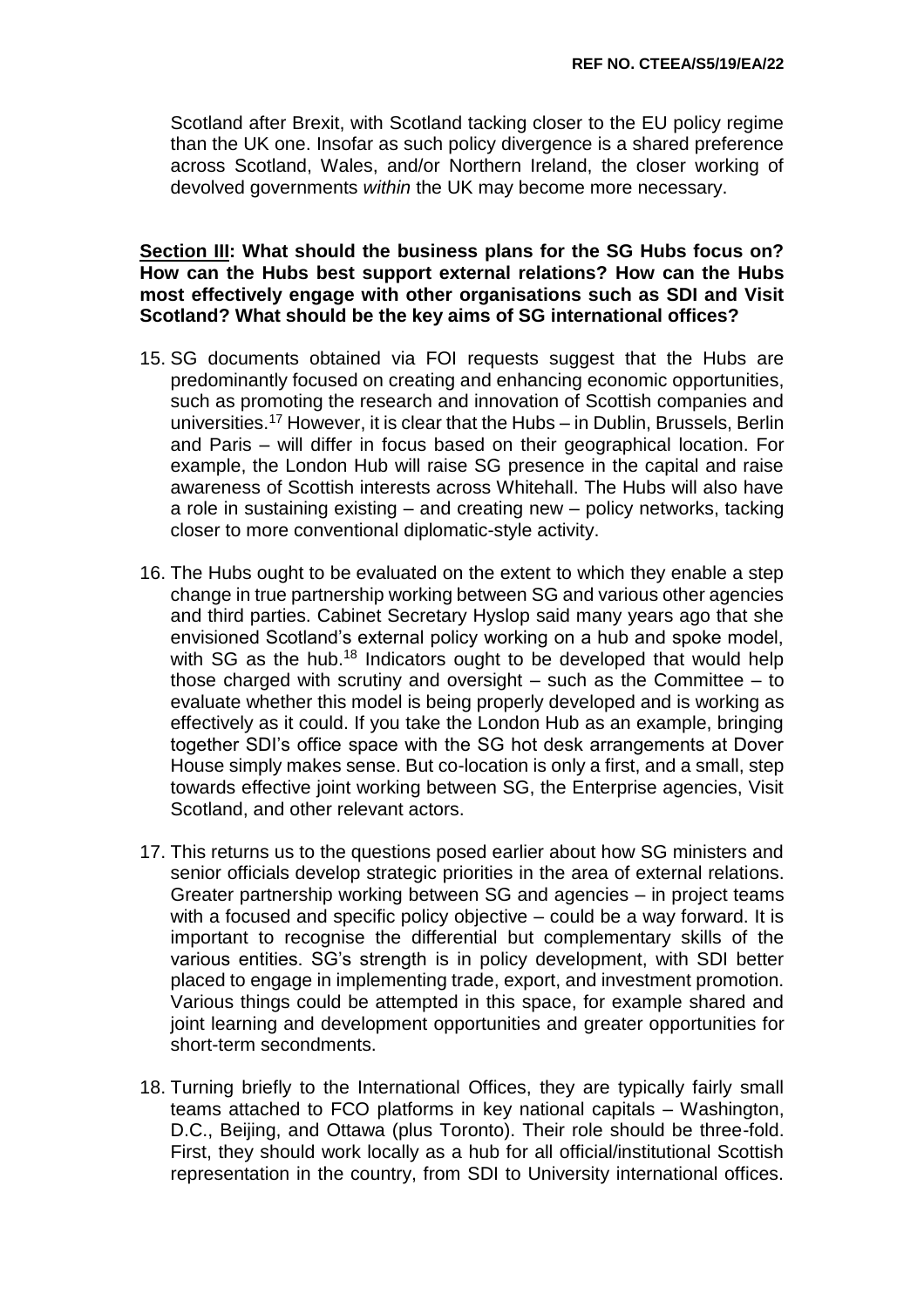Scotland after Brexit, with Scotland tacking closer to the EU policy regime than the UK one. Insofar as such policy divergence is a shared preference across Scotland, Wales, and/or Northern Ireland, the closer working of devolved governments *within* the UK may become more necessary.

**Section III: What should the business plans for the SG Hubs focus on? How can the Hubs best support external relations? How can the Hubs most effectively engage with other organisations such as SDI and Visit Scotland? What should be the key aims of SG international offices?**

15. SG documents obtained via FOI requests suggest that the Hubs are predominantly focused on creating and enhancing economic opportunities, such as promoting the research and innovation of Scottish companies and universities.[17] However, it is clear that the Hubs – in Dublin, Brussels, Berlin and Paris – will differ in focus based on their geographical location. For example, the London Hub will raise SG presence in the capital and raise awareness of Scottish interests across Whitehall. The Hubs will also have a role in sustaining existing – and creating new – policy networks, tacking closer to more conventional diplomatic-style activity.

16. The Hubs ought to be evaluated on the extent to which they enable a step change in true partnership working between SG and various other agencies and third parties. Cabinet Secretary Hyslop said many years ago that she envisioned Scotland's external policy working on a hub and spoke model, with SG as the hub.[18] Indicators ought to be developed that would help those charged with scrutiny and oversight – such as the Committee – to evaluate whether this model is being properly developed and is working as effectively as it could. If you take the London Hub as an example, bringing together SDI's office space with the SG hot desk arrangements at Dover House simply makes sense. But co-location is only a first, and a small, step towards effective joint working between SG, the Enterprise agencies, Visit Scotland, and other relevant actors.

17. This returns us to the questions posed earlier about how SG ministers and senior officials develop strategic priorities in the area of external relations. Greater partnership working between SG and agencies – in project teams with a focused and specific policy objective – could be a way forward. It is important to recognise the differential but complementary skills of the various entities. SG's strength is in policy development, with SDI better placed to engage in implementing trade, export, and investment promotion. Various things could be attempted in this space, for example shared and joint learning and development opportunities and greater opportunities for short-term secondments.

18. Turning briefly to the International Offices, they are typically fairly small teams attached to FCO platforms in key national capitals – Washington, D.C., Beijing, and Ottawa (plus Toronto). Their role should be three-fold. First, they should work locally as a hub for all official/institutional Scottish representation in the country, from SDI to University international offices.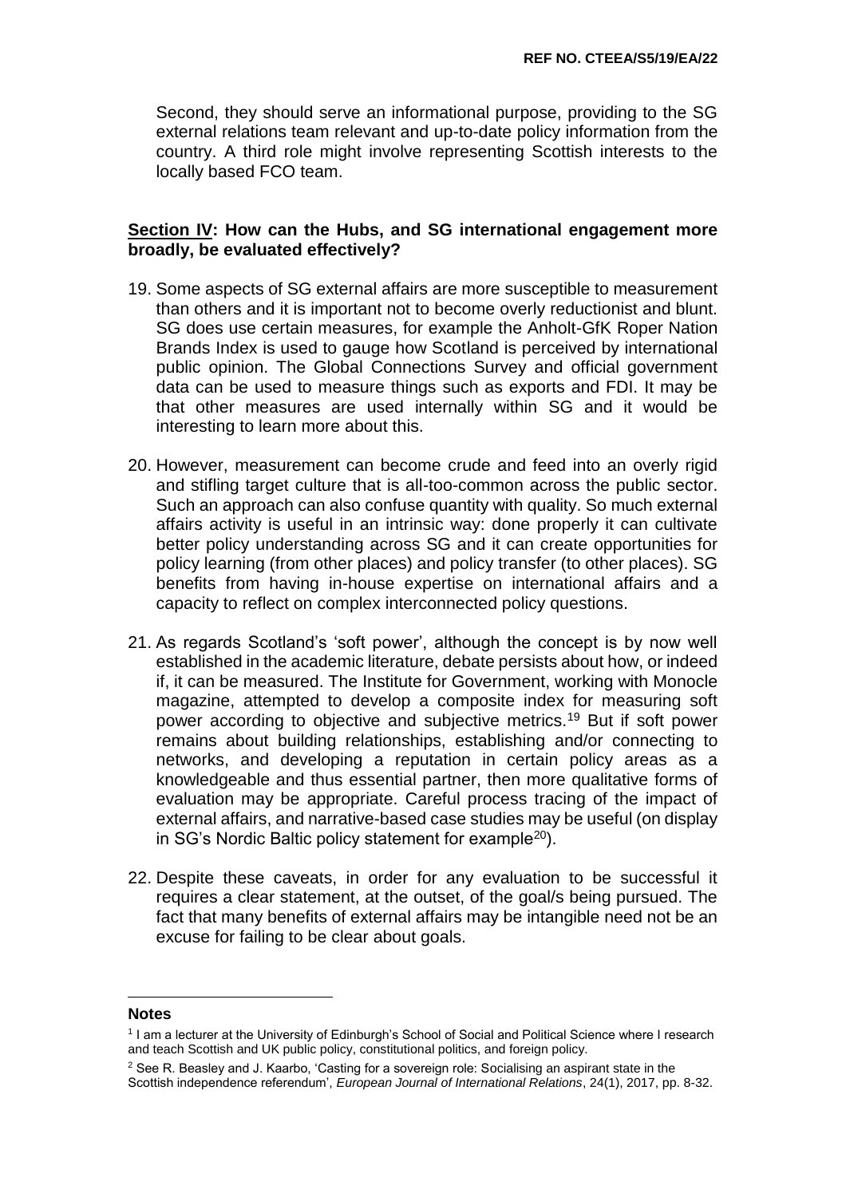Second, they should serve an informational purpose, providing to the SG external relations team relevant and up-to-date policy information from the country. A third role might involve representing Scottish interests to the locally based FCO team.

## **Section IV: How can the Hubs, and SG international engagement more broadly, be evaluated effectively?**

19. Some aspects of SG external affairs are more susceptible to measurement than others and it is important not to become overly reductionist and blunt. SG does use certain measures, for example the Anholt-GfK Roper Nation Brands Index is used to gauge how Scotland is perceived by international public opinion. The Global Connections Survey and official government data can be used to measure things such as exports and FDI. It may be that other measures are used internally within SG and it would be interesting to learn more about this.

20. However, measurement can become crude and feed into an overly rigid and stifling target culture that is all-too-common across the public sector. Such an approach can also confuse quantity with quality. So much external affairs activity is useful in an intrinsic way: done properly it can cultivate better policy understanding across SG and it can create opportunities for policy learning (from other places) and policy transfer (to other places). SG benefits from having in-house expertise on international affairs and a capacity to reflect on complex interconnected policy questions.

21. As regards Scotland's 'soft power', although the concept is by now well established in the academic literature, debate persists about how, or indeed if, it can be measured. The Institute for Government, working with Monocle magazine, attempted to develop a composite index for measuring soft power according to objective and subjective metrics.[19] But if soft power remains about building relationships, establishing and/or connecting to networks, and developing a reputation in certain policy areas as a knowledgeable and thus essential partner, then more qualitative forms of evaluation may be appropriate. Careful process tracing of the impact of external affairs, and narrative-based case studies may be useful (on display in SG's Nordic Baltic policy statement for example[20]).

22. Despite these caveats, in order for any evaluation to be successful it requires a clear statement, at the outset, of the goal/s being pursued. The fact that many benefits of external affairs may be intangible need not be an excuse for failing to be clear about goals.

**Notes**

[1] I am a lecturer at the University of Edinburgh's School of Social and Political Science where I research and teach Scottish and UK public policy, constitutional politics, and foreign policy.

[2] See R. Beasley and J. Kaarbo, 'Casting for a sovereign role: Socialising an aspirant state in the Scottish independence referendum', *European Journal of International Relations*, 24(1), 2017, pp. 8-32.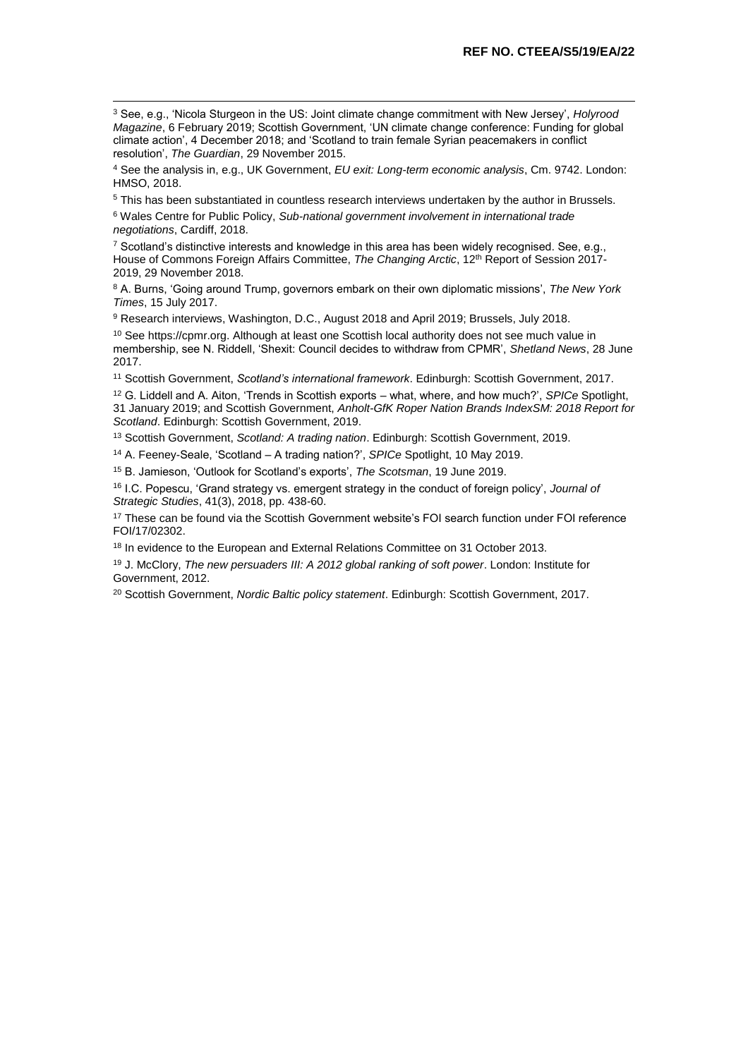[3] See, e.g., 'Nicola Sturgeon in the US: Joint climate change commitment with New Jersey', *Holyrood Magazine*, 6 February 2019; Scottish Government, 'UN climate change conference: Funding for global climate action', 4 December 2018; and 'Scotland to train female Syrian peacemakers in conflict resolution', *The Guardian*, 29 November 2015.

[4] See the analysis in, e.g., UK Government, *EU exit: Long-term economic analysis*, Cm. 9742. London: HMSO, 2018.

[5] This has been substantiated in countless research interviews undertaken by the author in Brussels.

[6] Wales Centre for Public Policy, *Sub-national government involvement in international trade negotiations*, Cardiff, 2018.

[7] Scotland's distinctive interests and knowledge in this area has been widely recognised. See, e.g., House of Commons Foreign Affairs Committee, *The Changing Arctic*, 12th Report of Session 2017-2019, 29 November 2018.

[8] A. Burns, 'Going around Trump, governors embark on their own diplomatic missions', *The New York Times*, 15 July 2017.

[9] Research interviews, Washington, D.C., August 2018 and April 2019; Brussels, July 2018.

[10] See https://cpmr.org. Although at least one Scottish local authority does not see much value in membership, see N. Riddell, 'Shexit: Council decides to withdraw from CPMR', *Shetland News*, 28 June 2017.

[11] Scottish Government, *Scotland's international framework*. Edinburgh: Scottish Government, 2017.

[12] G. Liddell and A. Aiton, 'Trends in Scottish exports – what, where, and how much?', *SPICe* Spotlight, 31 January 2019; and Scottish Government, *Anholt-GfK Roper Nation Brands IndexSM: 2018 Report for Scotland*. Edinburgh: Scottish Government, 2019.

[13] Scottish Government, *Scotland: A trading nation*. Edinburgh: Scottish Government, 2019.

[14] A. Feeney-Seale, 'Scotland – A trading nation?', *SPICe* Spotlight, 10 May 2019.

[15] B. Jamieson, 'Outlook for Scotland's exports', *The Scotsman*, 19 June 2019.

[16] I.C. Popescu, 'Grand strategy vs. emergent strategy in the conduct of foreign policy', *Journal of Strategic Studies*, 41(3), 2018, pp. 438-60.

[17] These can be found via the Scottish Government website's FOI search function under FOI reference FOI/17/02302.

[18] In evidence to the European and External Relations Committee on 31 October 2013.

[19] J. McClory, *The new persuaders III: A 2012 global ranking of soft power*. London: Institute for Government, 2012.

[20] Scottish Government, *Nordic Baltic policy statement*. Edinburgh: Scottish Government, 2017.